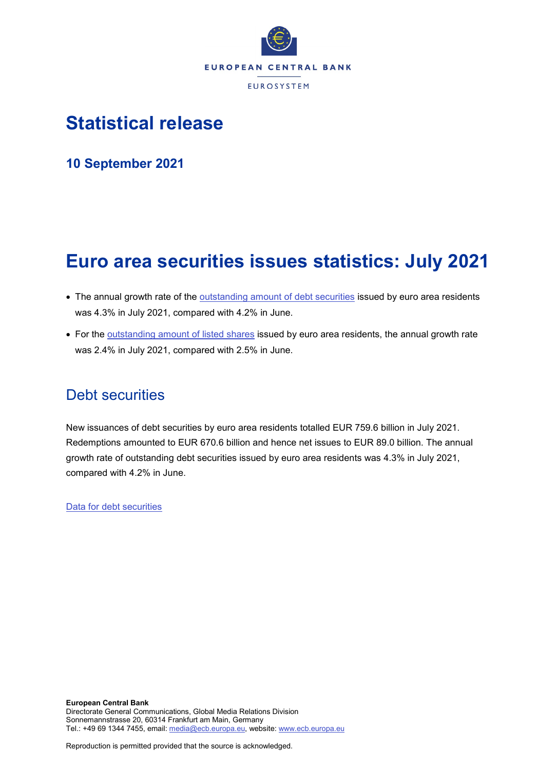EUROPEAN CENTRAL BANK

EUROSYSTEM

# Statistical release

## 10 September 2021

# Euro area securities issues statistics: July 2021

- The annual growth rate of the outstanding amount of debt securities issued by euro area residents was 4.3% in July 2021, compared with 4.2% in June.
- For the outstanding amount of listed shares issued by euro area residents, the annual growth rate was 2.4% in July 2021, compared with 2.5% in June.

## Debt securities

New issuances of debt securities by euro area residents totalled EUR 759.6 billion in July 2021. Redemptions amounted to EUR 670.6 billion and hence net issues to EUR 89.0 billion. The annual growth rate of outstanding debt securities issued by euro area residents was 4.3% in July 2021, compared with 4.2% in June.

Data for debt securities

**European Central Bank**
Directorate General Communications, Global Media Relations Division
Sonnemannstrasse 20, 60314 Frankfurt am Main, Germany
Tel.: +49 69 1344 7455, email: media@ecb.europa.eu, website: www.ecb.europa.eu

Reproduction is permitted provided that the source is acknowledged.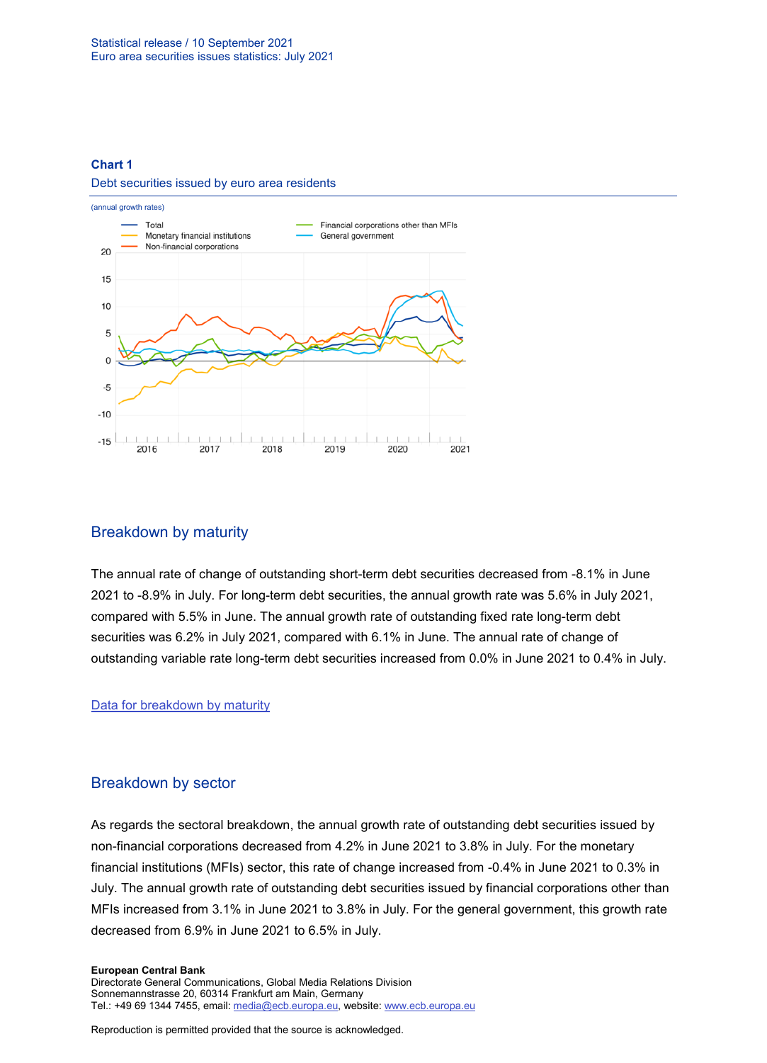**Chart 1**

Debt securities issued by euro area residents

(annual growth rates)

## Breakdown by maturity

The annual rate of change of outstanding short-term debt securities decreased from -8.1% in June 2021 to -8.9% in July. For long-term debt securities, the annual growth rate was 5.6% in July 2021, compared with 5.5% in June. The annual growth rate of outstanding fixed rate long-term debt securities was 6.2% in July 2021, compared with 6.1% in June. The annual rate of change of outstanding variable rate long-term debt securities increased from 0.0% in June 2021 to 0.4% in July.

Data for breakdown by maturity

## Breakdown by sector

As regards the sectoral breakdown, the annual growth rate of outstanding debt securities issued by non-financial corporations decreased from 4.2% in June 2021 to 3.8% in July. For the monetary financial institutions (MFIs) sector, this rate of change increased from -0.4% in June 2021 to 0.3% in July. The annual growth rate of outstanding debt securities issued by financial corporations other than MFIs increased from 3.1% in June 2021 to 3.8% in July. For the general government, this growth rate decreased from 6.9% in June 2021 to 6.5% in July.

**European Central Bank**
Directorate General Communications, Global Media Relations Division
Sonnemannstrasse 20, 60314 Frankfurt am Main, Germany
Tel.: +49 69 1344 7455, email: media@ecb.europa.eu, website: www.ecb.europa.eu

Reproduction is permitted provided that the source is acknowledged.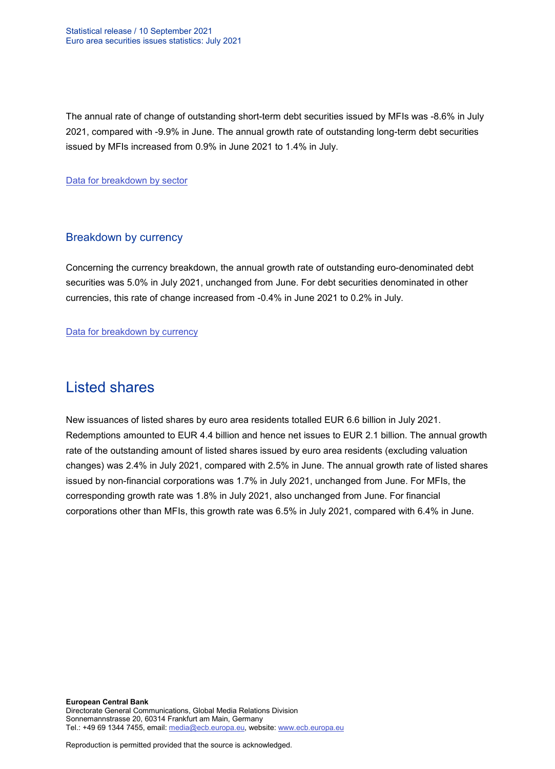The annual rate of change of outstanding short-term debt securities issued by MFIs was -8.6% in July 2021, compared with -9.9% in June. The annual growth rate of outstanding long-term debt securities issued by MFIs increased from 0.9% in June 2021 to 1.4% in July.

[Data for breakdown by sector]

### Breakdown by currency

Concerning the currency breakdown, the annual growth rate of outstanding euro-denominated debt securities was 5.0% in July 2021, unchanged from June. For debt securities denominated in other currencies, this rate of change increased from -0.4% in June 2021 to 0.2% in July.

[Data for breakdown by currency]

## Listed shares

New issuances of listed shares by euro area residents totalled EUR 6.6 billion in July 2021. Redemptions amounted to EUR 4.4 billion and hence net issues to EUR 2.1 billion. The annual growth rate of the outstanding amount of listed shares issued by euro area residents (excluding valuation changes) was 2.4% in July 2021, compared with 2.5% in June. The annual growth rate of listed shares issued by non-financial corporations was 1.7% in July 2021, unchanged from June. For MFIs, the corresponding growth rate was 1.8% in July 2021, also unchanged from June. For financial corporations other than MFIs, this growth rate was 6.5% in July 2021, compared with 6.4% in June.

**European Central Bank**
Directorate General Communications, Global Media Relations Division
Sonnemannstrasse 20, 60314 Frankfurt am Main, Germany
Tel.: +49 69 1344 7455, email: media@ecb.europa.eu, website: www.ecb.europa.eu

Reproduction is permitted provided that the source is acknowledged.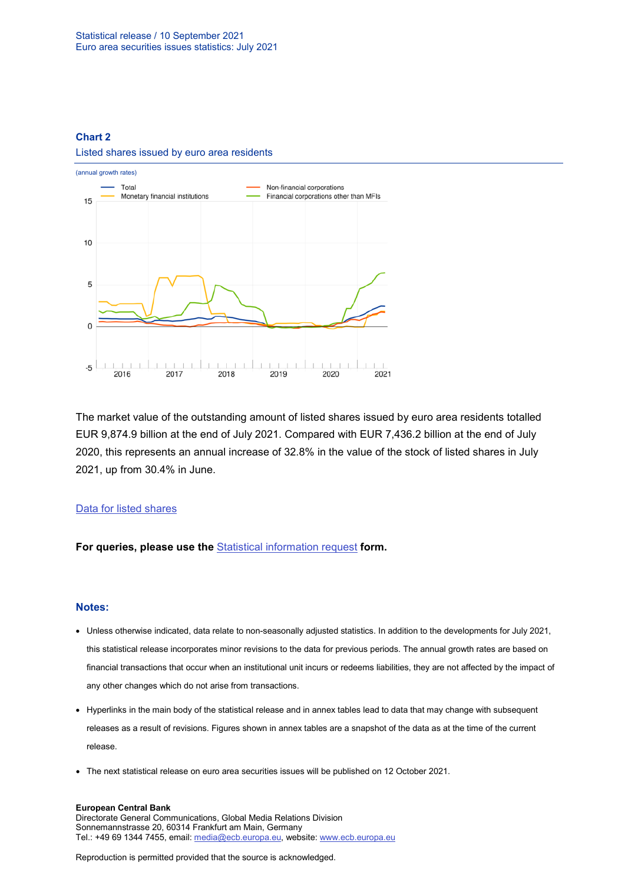**Chart 2**

Listed shares issued by euro area residents

(annual growth rates)

The market value of the outstanding amount of listed shares issued by euro area residents totalled EUR 9,874.9 billion at the end of July 2021. Compared with EUR 7,436.2 billion at the end of July 2020, this represents an annual increase of 32.8% in the value of the stock of listed shares in July 2021, up from 30.4% in June.

Data for listed shares

**For queries, please use the** Statistical information request **form.**

## Notes:

- Unless otherwise indicated, data relate to non-seasonally adjusted statistics. In addition to the developments for July 2021, this statistical release incorporates minor revisions to the data for previous periods. The annual growth rates are based on financial transactions that occur when an institutional unit incurs or redeems liabilities, they are not affected by the impact of any other changes which do not arise from transactions.
- Hyperlinks in the main body of the statistical release and in annex tables lead to data that may change with subsequent releases as a result of revisions. Figures shown in annex tables are a snapshot of the data as at the time of the current release.
- The next statistical release on euro area securities issues will be published on 12 October 2021.

**European Central Bank**
Directorate General Communications, Global Media Relations Division
Sonnemannstrasse 20, 60314 Frankfurt am Main, Germany
Tel.: +49 69 1344 7455, email: media@ecb.europa.eu, website: www.ecb.europa.eu

Reproduction is permitted provided that the source is acknowledged.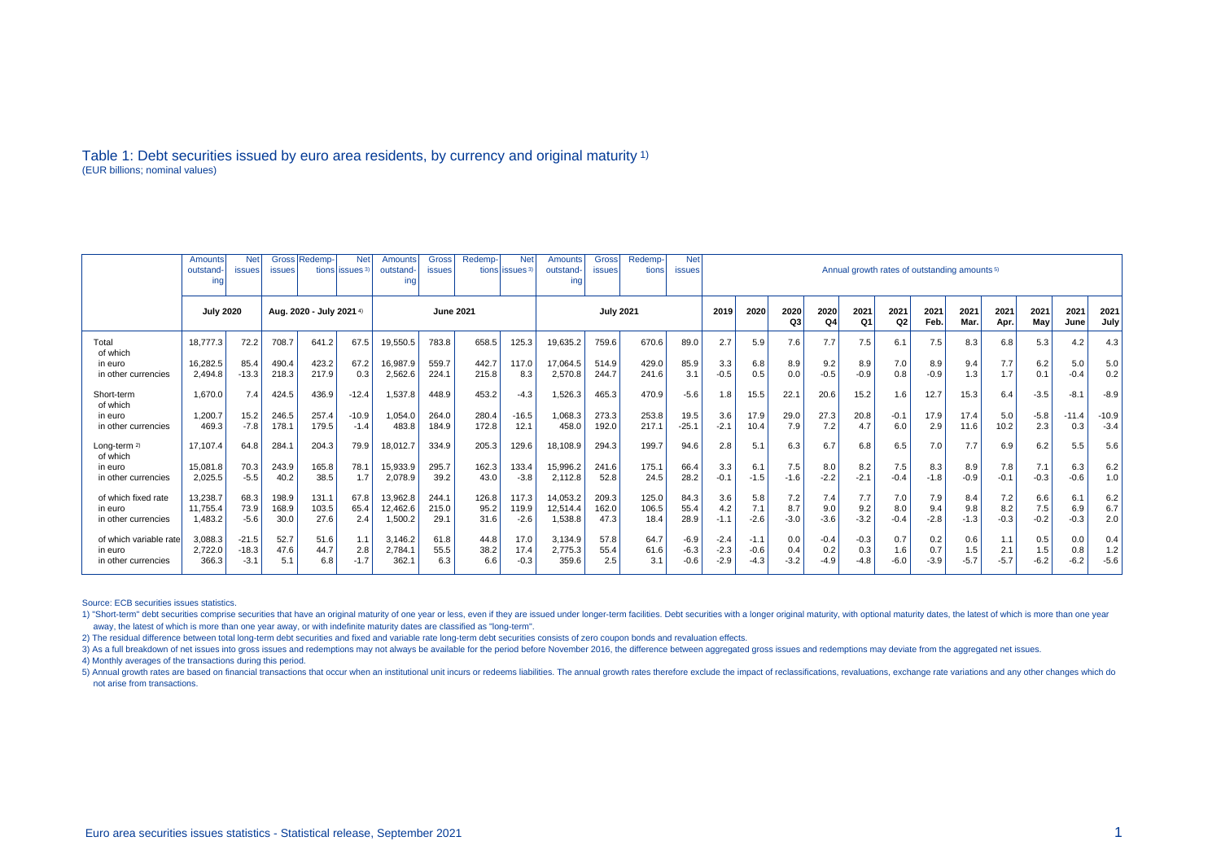# Table 1: Debt securities issued by euro area residents, by currency and original maturity [1)]

(EUR billions; nominal values)

| | Amounts outstanding | Net issues | Gross issues | Redemptions | Net issues [3)] | Amounts outstanding | Gross issues | Redemptions | Net issues [3)] | Amounts outstanding | Gross issues | Redemptions | Net issues | Annual growth rates of outstanding amounts [5)] | | | | | | | | | | | | |
|---|---|---|---|---|---|---|---|---|---|---|---|---|---|---|---|---|---|---|---|---|---|---|---|---|---|---|
| | July 2020 | | Aug. 2020 - July 2021 [4)] | | | June 2021 | | | | July 2021 | | | | 2019 | 2020 | 2020 Q3 | 2020 Q4 | 2021 Q1 | 2021 Q2 | 2021 Feb. | 2021 Mar. | 2021 Apr. | 2021 May | 2021 June | 2021 July |
| Total | 18,777.3 | 72.2 | 708.7 | 641.2 | 67.5 | 19,550.5 | 783.8 | 658.5 | 125.3 | 19,635.2 | 759.6 | 670.6 | 89.0 | 2.7 | 5.9 | 7.6 | 7.7 | 7.5 | 6.1 | 7.5 | 8.3 | 6.8 | 5.3 | 4.2 | 4.3 |
| of which | | | | | | | | | | | | | | | | | | | | | | | | | |
| in euro | 16,282.5 | 85.4 | 490.4 | 423.2 | 67.2 | 16,987.9 | 559.7 | 442.7 | 117.0 | 17,064.5 | 514.9 | 429.0 | 85.9 | 3.3 | 6.8 | 8.9 | 9.2 | 8.9 | 7.0 | 8.9 | 9.4 | 7.7 | 6.2 | 5.0 | 5.0 |
| in other currencies | 2,494.8 | -13.3 | 218.3 | 217.9 | 0.3 | 2,562.6 | 224.1 | 215.8 | 8.3 | 2,570.8 | 244.7 | 241.6 | 3.1 | -0.5 | 0.5 | 0.0 | -0.5 | -0.9 | 0.8 | -0.9 | 1.3 | 1.7 | 0.1 | -0.4 | 0.2 |
| Short-term | 1,670.0 | 7.4 | 424.5 | 436.9 | -12.4 | 1,537.8 | 448.9 | 453.2 | -4.3 | 1,526.3 | 465.3 | 470.9 | -5.6 | 1.8 | 15.5 | 22.1 | 20.6 | 15.2 | 1.6 | 12.7 | 15.3 | 6.4 | -3.5 | -8.1 | -8.9 |
| of which | | | | | | | | | | | | | | | | | | | | | | | | | |
| in euro | 1,200.7 | 15.2 | 246.5 | 257.4 | -10.9 | 1,054.0 | 264.0 | 280.4 | -16.5 | 1,068.3 | 273.3 | 253.8 | 19.5 | 3.6 | 17.9 | 29.0 | 27.3 | 20.8 | -0.1 | 17.9 | 17.4 | 5.0 | -5.8 | -11.4 | -10.9 |
| in other currencies | 469.3 | -7.8 | 178.1 | 179.5 | -1.4 | 483.8 | 184.9 | 172.8 | 12.1 | 458.0 | 192.0 | 217.1 | -25.1 | -2.1 | 10.4 | 7.9 | 7.2 | 4.7 | 6.0 | 2.9 | 11.6 | 10.2 | 2.3 | 0.3 | -3.4 |
| Long-term [2)] | 17,107.4 | 64.8 | 284.1 | 204.3 | 79.9 | 18,012.7 | 334.9 | 205.3 | 129.6 | 18,108.9 | 294.3 | 199.7 | 94.6 | 2.8 | 5.1 | 6.3 | 6.7 | 6.8 | 6.5 | 7.0 | 7.7 | 6.9 | 6.2 | 5.5 | 5.6 |
| of which | | | | | | | | | | | | | | | | | | | | | | | | | |
| in euro | 15,081.8 | 70.3 | 243.9 | 165.8 | 78.1 | 15,933.9 | 295.7 | 162.3 | 133.4 | 15,996.2 | 241.6 | 175.1 | 66.4 | 3.3 | 6.1 | 7.5 | 8.0 | 8.2 | 7.5 | 8.3 | 8.9 | 7.8 | 7.1 | 6.3 | 6.2 |
| in other currencies | 2,025.5 | -5.5 | 40.2 | 38.5 | 1.7 | 2,078.9 | 39.2 | 43.0 | -3.8 | 2,112.8 | 52.8 | 24.5 | 28.2 | -0.1 | -1.5 | -1.6 | -2.2 | -2.1 | -0.4 | -1.8 | -0.9 | -0.1 | -0.3 | -0.6 | 1.0 |
| of which fixed rate | 13,238.7 | 68.3 | 198.9 | 131.1 | 67.8 | 13,962.8 | 244.1 | 126.8 | 117.3 | 14,053.2 | 209.3 | 125.0 | 84.3 | 3.6 | 5.8 | 7.2 | 7.4 | 7.7 | 7.0 | 7.9 | 8.4 | 7.2 | 6.6 | 6.1 | 6.2 |
| in euro | 11,755.4 | 73.9 | 168.9 | 103.5 | 65.4 | 12,462.6 | 215.0 | 95.2 | 119.9 | 12,514.4 | 162.0 | 106.5 | 55.4 | 4.2 | 7.1 | 8.7 | 9.0 | 9.2 | 8.0 | 9.4 | 9.8 | 8.2 | 7.5 | 6.9 | 6.7 |
| in other currencies | 1,483.2 | -5.6 | 30.0 | 27.6 | 2.4 | 1,500.2 | 29.1 | 31.6 | -2.6 | 1,538.8 | 47.3 | 18.4 | 28.9 | -1.1 | -2.6 | -3.0 | -3.6 | -3.2 | -0.4 | -2.8 | -1.3 | -0.3 | -0.2 | -0.3 | 2.0 |
| of which variable rate | 3,088.3 | -21.5 | 52.7 | 51.6 | 1.1 | 3,146.2 | 61.8 | 44.8 | 17.0 | 3,134.9 | 57.8 | 64.7 | -6.9 | -2.4 | -1.1 | 0.0 | -0.4 | -0.3 | 0.7 | 0.2 | 0.6 | 1.1 | 0.5 | 0.0 | 0.4 |
| in euro | 2,722.0 | -18.3 | 47.6 | 44.7 | 2.8 | 2,784.1 | 55.5 | 38.2 | 17.4 | 2,775.3 | 55.4 | 61.6 | -6.3 | -2.3 | -0.6 | 0.4 | 0.2 | 0.3 | 1.6 | 0.7 | 1.5 | 2.1 | 1.5 | 0.8 | 1.2 |
| in other currencies | 366.3 | -3.1 | 5.1 | 6.8 | -1.7 | 362.1 | 6.3 | 6.6 | -0.3 | 359.6 | 2.5 | 3.1 | -0.6 | -2.9 | -4.3 | -3.2 | -4.9 | -4.8 | -6.0 | -3.9 | -5.7 | -5.7 | -6.2 | -6.2 | -5.6 |

Source: ECB securities issues statistics.

1) "Short-term" debt securities comprise securities that have an original maturity of one year or less, even if they are issued under longer-term facilities. Debt securities with a longer original maturity, with optional maturity dates, the latest of which is more than one year away, the latest of which is more than one year away, or with indefinite maturity dates are classified as "long-term".

2) The residual difference between total long-term debt securities and fixed and variable rate long-term debt securities consists of zero coupon bonds and revaluation effects.

3) As a full breakdown of net issues into gross issues and redemptions may not always be available for the period before November 2016, the difference between aggregated gross issues and redemptions may deviate from the aggregated net issues.

4) Monthly averages of the transactions during this period.

5) Annual growth rates are based on financial transactions that occur when an institutional unit incurs or redeems liabilities. The annual growth rates therefore exclude the impact of reclassifications, revaluations, exchange rate variations and any other changes which do not arise from transactions.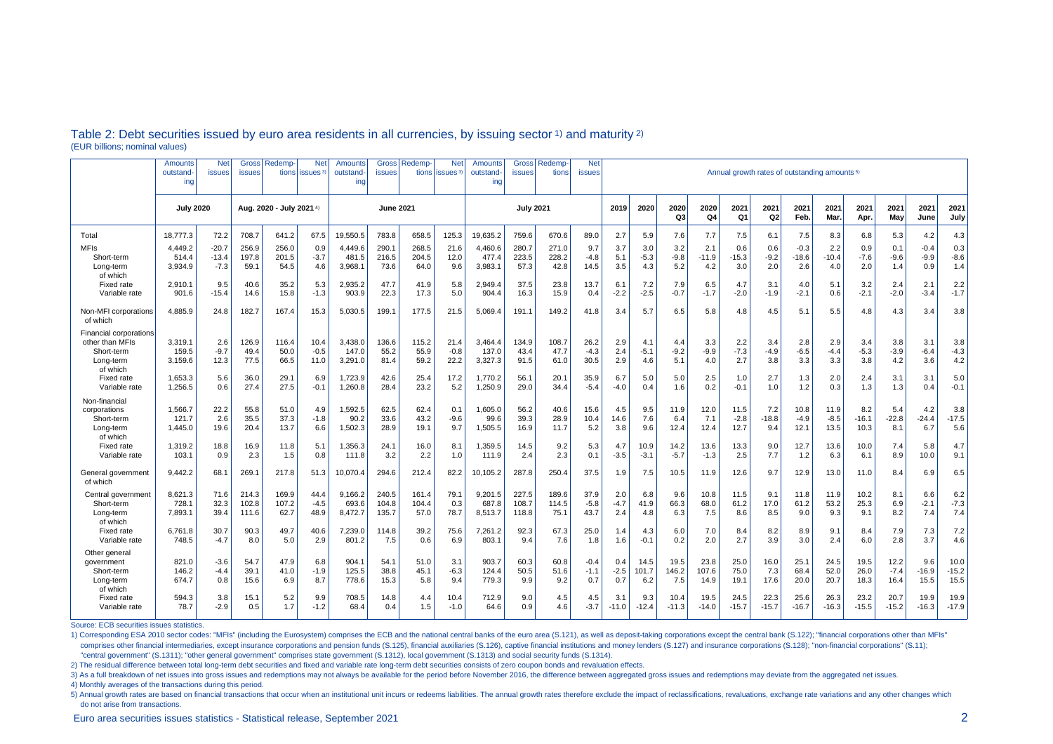## Table 2: Debt securities issued by euro area residents in all currencies, by issuing sector [1] and maturity [2]

(EUR billions; nominal values)

| | Amounts outstanding | Net issues | Gross issues | Redemptions | Net issues [3] | Amounts outstanding | Gross issues | Redemptions | Net issues [3] | Amounts outstanding | Gross issues | Redemptions | Net issues | Annual growth rates of outstanding amounts [5] | | | | | | | | | | | |
|---|---|---|---|---|---|---|---|---|---|---|---|---|---|---|---|---|---|---|---|---|---|---|---|---|---|
| | July 2020 | | Aug. 2020 - July 2021 [4] | | | June 2021 | | | | July 2021 | | | | 2019 | 2020 | 2020 Q3 | 2020 Q4 | 2021 Q1 | 2021 Q2 | 2021 Feb. | 2021 Mar. | 2021 Apr. | 2021 May | 2021 June | 2021 July |
| Total | 18,777.3 | 72.2 | 708.7 | 641.2 | 67.5 | 19,550.5 | 783.8 | 658.5 | 125.3 | 19,635.2 | 759.6 | 670.6 | 89.0 | 2.7 | 5.9 | 7.6 | 7.7 | 7.5 | 6.1 | 7.5 | 8.3 | 6.8 | 5.3 | 4.2 | 4.3 |
| MFIs | 4,449.2 | -20.7 | 256.9 | 256.0 | 0.9 | 4,449.6 | 290.1 | 268.5 | 21.6 | 4,460.6 | 280.7 | 271.0 | 9.7 | 3.7 | 3.0 | 3.2 | 2.1 | 0.6 | 0.6 | -0.3 | 2.2 | 0.9 | 0.1 | -0.4 | 0.3 |
| Short-term | 514.4 | -13.4 | 197.8 | 201.5 | -3.7 | 481.5 | 216.5 | 204.5 | 12.0 | 477.4 | 223.5 | 228.2 | -4.8 | 5.1 | -5.3 | -9.8 | -11.9 | -15.3 | -9.2 | -18.6 | -10.4 | -7.6 | -9.6 | -9.9 | -8.6 |
| Long-term | 3,934.9 | -7.3 | 59.1 | 54.5 | 4.6 | 3,968.1 | 73.6 | 64.0 | 9.6 | 3,983.1 | 57.3 | 42.8 | 14.5 | 3.5 | 4.3 | 5.2 | 4.2 | 3.0 | 2.0 | 2.6 | 4.0 | 2.0 | 1.4 | 0.9 | 1.4 |
| of which | | | | | | | | | | | | | | | | | | | | | | | | | |
| Fixed rate | 2,910.1 | 9.5 | 40.6 | 35.2 | 5.3 | 2,935.2 | 47.7 | 41.9 | 5.8 | 2,949.4 | 37.5 | 23.8 | 13.7 | 6.1 | 7.2 | 7.9 | 6.5 | 4.7 | 3.1 | 4.0 | 5.1 | 3.2 | 2.4 | 2.1 | 2.2 |
| Variable rate | 901.6 | -15.4 | 14.6 | 15.8 | -1.3 | 903.9 | 22.3 | 17.3 | 5.0 | 904.4 | 16.3 | 15.9 | 0.4 | -2.2 | -2.5 | -0.7 | -1.7 | -2.0 | -1.9 | -2.1 | 0.6 | -2.1 | -2.0 | -3.4 | -1.7 |
| Non-MFI corporations | 4,885.9 | 24.8 | 182.7 | 167.4 | 15.3 | 5,030.5 | 199.1 | 177.5 | 21.5 | 5,069.4 | 191.1 | 149.2 | 41.8 | 3.4 | 5.7 | 6.5 | 5.8 | 4.8 | 4.5 | 5.1 | 5.5 | 4.8 | 4.3 | 3.4 | 3.8 |
| of which | | | | | | | | | | | | | | | | | | | | | | | | | |
| Financial corporations other than MFIs | 3,319.1 | 2.6 | 126.9 | 116.4 | 10.4 | 3,438.0 | 136.6 | 115.2 | 21.4 | 3,464.4 | 134.9 | 108.7 | 26.2 | 2.9 | 4.1 | 4.4 | 3.3 | 2.2 | 3.4 | 2.8 | 2.9 | 3.4 | 3.8 | 3.1 | 3.8 |
| Short-term | 159.5 | -9.7 | 49.4 | 50.0 | -0.5 | 147.0 | 55.2 | 55.9 | -0.8 | 137.0 | 43.4 | 47.7 | -4.3 | 2.4 | -5.1 | -9.2 | -9.9 | -7.3 | -4.9 | -6.5 | -4.4 | -5.3 | -3.9 | -6.4 | -4.3 |
| Long-term | 3,159.6 | 12.3 | 77.5 | 66.5 | 11.0 | 3,291.0 | 81.4 | 59.2 | 22.2 | 3,327.3 | 91.5 | 61.0 | 30.5 | 2.9 | 4.6 | 5.1 | 4.0 | 2.7 | 3.8 | 3.3 | 3.3 | 3.8 | 4.2 | 3.6 | 4.2 |
| of which | | | | | | | | | | | | | | | | | | | | | | | | | |
| Fixed rate | 1,653.3 | 5.6 | 36.0 | 29.1 | 6.9 | 1,723.9 | 42.6 | 25.4 | 17.2 | 1,770.2 | 56.1 | 20.1 | 35.9 | 6.7 | 5.0 | 5.0 | 2.5 | 1.0 | 2.7 | 1.3 | 2.0 | 2.4 | 3.1 | 3.1 | 5.0 |
| Variable rate | 1,256.5 | 0.6 | 27.4 | 27.5 | -0.1 | 1,260.8 | 28.4 | 23.2 | 5.2 | 1,250.9 | 29.0 | 34.4 | -5.4 | -4.0 | 0.4 | 1.6 | 0.2 | -0.1 | 1.0 | 1.2 | 0.3 | 1.3 | 1.3 | 0.4 | -0.1 |
| Non-financial corporations | 1,566.7 | 22.2 | 55.8 | 51.0 | 4.9 | 1,592.5 | 62.5 | 62.4 | 0.1 | 1,605.0 | 56.2 | 40.6 | 15.6 | 4.5 | 9.5 | 11.9 | 12.0 | 11.5 | 7.2 | 10.8 | 11.9 | 8.2 | 5.4 | 4.2 | 3.8 |
| Short-term | 121.7 | 2.6 | 35.5 | 37.3 | -1.8 | 90.2 | 33.6 | 43.2 | -9.6 | 99.6 | 39.3 | 28.9 | 10.4 | 14.6 | 7.6 | 6.4 | 7.1 | -2.8 | -18.8 | -4.9 | -8.5 | -16.1 | -22.8 | -24.4 | -17.5 |
| Long-term | 1,445.0 | 19.6 | 20.4 | 13.7 | 6.6 | 1,502.3 | 28.9 | 19.1 | 9.7 | 1,505.5 | 16.9 | 11.7 | 5.2 | 3.8 | 9.6 | 12.4 | 12.4 | 12.7 | 9.4 | 12.1 | 13.5 | 10.3 | 8.1 | 6.7 | 5.6 |
| of which | | | | | | | | | | | | | | | | | | | | | | | | | |
| Fixed rate | 1,319.2 | 18.8 | 16.9 | 11.8 | 5.1 | 1,356.3 | 24.1 | 16.0 | 8.1 | 1,359.5 | 14.5 | 9.2 | 5.3 | 4.7 | 10.9 | 14.2 | 13.6 | 13.3 | 9.0 | 12.7 | 13.6 | 10.0 | 7.4 | 5.8 | 4.7 |
| Variable rate | 103.1 | 0.9 | 2.3 | 1.5 | 0.8 | 111.8 | 3.2 | 2.2 | 1.0 | 111.9 | 2.4 | 2.3 | 0.1 | -3.5 | -3.1 | -5.7 | -1.3 | 2.5 | 7.7 | 1.2 | 6.3 | 6.1 | 8.9 | 10.0 | 9.1 |
| General government | 9,442.2 | 68.1 | 269.1 | 217.8 | 51.3 | 10,070.4 | 294.6 | 212.4 | 82.2 | 10,105.2 | 287.8 | 250.4 | 37.5 | 1.9 | 7.5 | 10.5 | 11.9 | 12.6 | 9.7 | 12.9 | 13.0 | 11.0 | 8.4 | 6.9 | 6.5 |
| of which | | | | | | | | | | | | | | | | | | | | | | | | | |
| Central government | 8,621.3 | 71.6 | 214.3 | 169.9 | 44.4 | 9,166.2 | 240.5 | 161.4 | 79.1 | 9,201.5 | 227.5 | 189.6 | 37.9 | 2.0 | 6.8 | 9.6 | 10.8 | 11.5 | 9.1 | 11.8 | 11.9 | 10.2 | 8.1 | 6.6 | 6.2 |
| Short-term | 728.1 | 32.3 | 102.8 | 107.2 | -4.5 | 693.6 | 104.8 | 104.4 | 0.3 | 687.8 | 108.7 | 114.5 | -5.8 | -4.7 | 41.9 | 66.3 | 68.0 | 61.2 | 17.0 | 61.2 | 53.2 | 25.3 | 6.9 | -2.1 | -7.3 |
| Long-term | 7,893.1 | 39.4 | 111.6 | 62.7 | 48.9 | 8,472.7 | 135.7 | 57.0 | 78.7 | 8,513.7 | 118.8 | 75.1 | 43.7 | 2.4 | 4.8 | 6.3 | 7.5 | 8.6 | 8.5 | 9.0 | 9.3 | 9.1 | 8.2 | 7.4 | 7.4 |
| of which | | | | | | | | | | | | | | | | | | | | | | | | | |
| Fixed rate | 6,761.8 | 30.7 | 90.3 | 49.7 | 40.6 | 7,239.0 | 114.8 | 39.2 | 75.6 | 7,261.2 | 92.3 | 67.3 | 25.0 | 1.4 | 4.3 | 6.0 | 7.0 | 8.4 | 8.2 | 8.9 | 9.1 | 8.4 | 7.9 | 7.3 | 7.2 |
| Variable rate | 748.5 | -4.7 | 8.0 | 5.0 | 2.9 | 801.2 | 7.5 | 0.6 | 6.9 | 803.1 | 9.4 | 7.6 | 1.8 | 1.6 | -0.1 | 0.2 | 2.0 | 2.7 | 3.9 | 3.0 | 2.4 | 6.0 | 2.8 | 3.7 | 4.6 |
| Other general government | 821.0 | -3.6 | 54.7 | 47.9 | 6.8 | 904.1 | 54.1 | 51.0 | 3.1 | 903.7 | 60.3 | 60.8 | -0.4 | 0.4 | 14.5 | 19.5 | 23.8 | 25.0 | 16.0 | 25.1 | 24.5 | 19.5 | 12.2 | 9.6 | 10.0 |
| Short-term | 146.2 | -4.4 | 39.1 | 41.0 | -1.9 | 125.5 | 38.8 | 45.1 | -6.3 | 124.4 | 50.5 | 51.6 | -1.1 | -2.5 | 101.7 | 146.2 | 107.6 | 75.0 | 7.3 | 68.4 | 52.0 | 26.0 | -7.4 | -16.9 | -15.2 |
| Long-term | 674.7 | 0.8 | 15.6 | 6.9 | 8.7 | 778.6 | 15.3 | 5.8 | 9.4 | 779.3 | 9.9 | 9.2 | 0.7 | 0.7 | 6.2 | 7.5 | 14.9 | 19.1 | 17.6 | 20.0 | 20.7 | 18.3 | 16.4 | 15.5 | 15.5 |
| of which | | | | | | | | | | | | | | | | | | | | | | | | | |
| Fixed rate | 594.3 | 3.8 | 15.1 | 5.2 | 9.9 | 708.5 | 14.8 | 4.4 | 10.4 | 712.9 | 9.0 | 4.5 | 4.5 | 3.1 | 9.3 | 10.4 | 19.5 | 24.5 | 22.3 | 25.6 | 26.3 | 23.2 | 20.7 | 19.9 | 19.9 |
| Variable rate | 78.7 | -2.9 | 0.5 | 1.7 | -1.2 | 68.4 | 0.4 | 1.5 | -1.0 | 64.6 | 0.9 | 4.6 | -3.7 | -11.0 | -12.4 | -11.3 | -14.0 | -15.7 | -15.7 | -16.7 | -16.3 | -15.5 | -15.2 | -16.3 | -17.9 |

Source: ECB securities issues statistics.

1) Corresponding ESA 2010 sector codes: "MFIs" (including the Eurosystem) comprises the ECB and the national central banks of the euro area (S.121), as well as deposit-taking corporations except the central bank (S.122); "financial corporations other than MFIs" comprises other financial intermediaries, except insurance corporations and pension funds (S.125), financial auxiliaries (S.126), captive financial institutions and money lenders (S.127) and insurance corporations (S.128); "non-financial corporations" (S.11); "central government" (S.1311); "other general government" comprises state government (S.1312), local government (S.1313) and social security funds (S.1314).

2) The residual difference between total long-term debt securities and fixed and variable rate long-term debt securities consists of zero coupon bonds and revaluation effects.

3) As a full breakdown of net issues into gross issues and redemptions may not always be available for the period before November 2016, the difference between aggregated gross issues and redemptions may deviate from the aggregated net issues.

4) Monthly averages of the transactions during this period.

5) Annual growth rates are based on financial transactions that occur when an institutional unit incurs or redeems liabilities. The annual growth rates therefore exclude the impact of reclassifications, revaluations, exchange rate variations and any other changes which do not arise from transactions.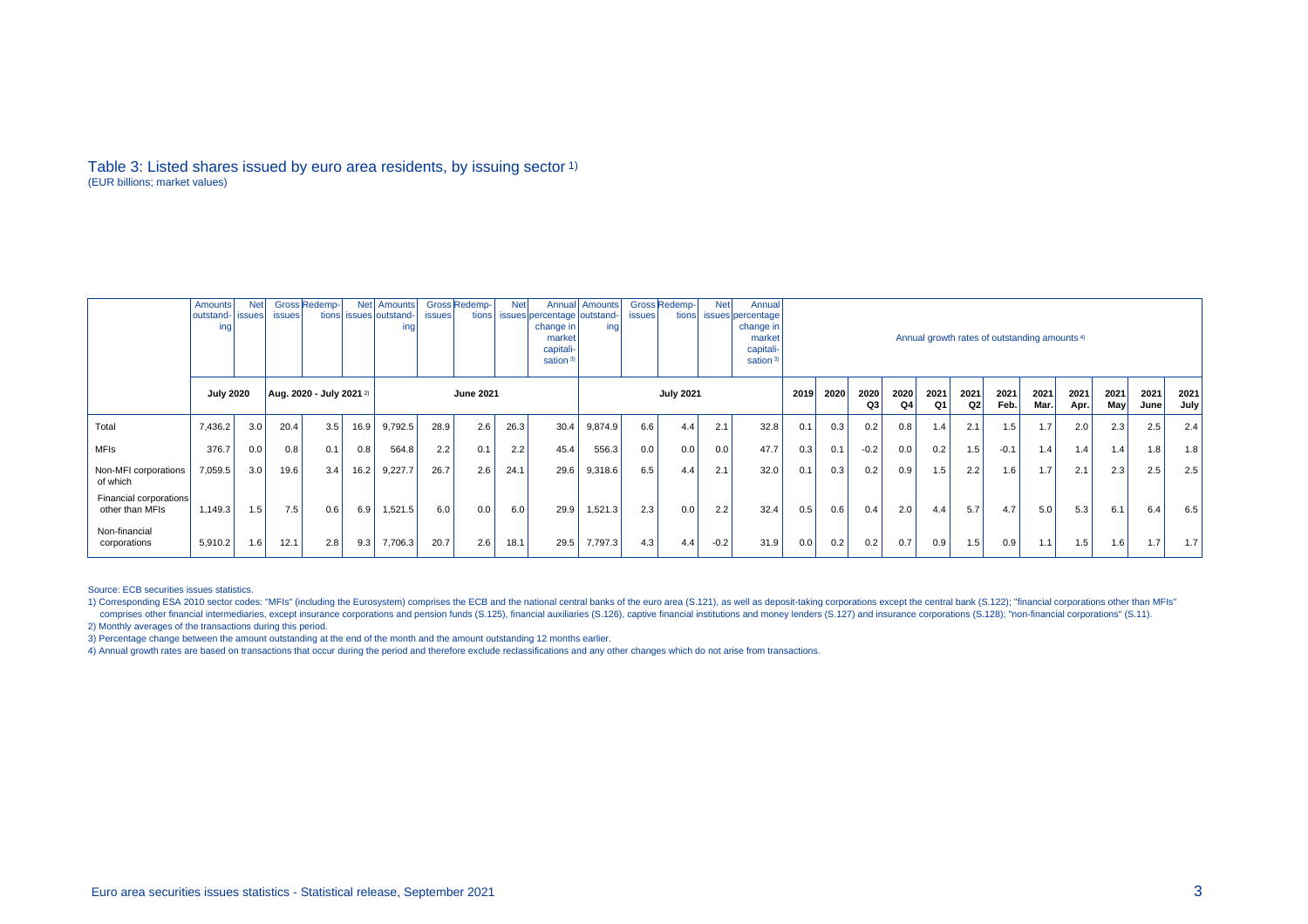Table 3: Listed shares issued by euro area residents, by issuing sector 1)
(EUR billions; market values)

| | Amounts outstand-ing | Net issues | Gross issues | Redemp-tions | Net issues | Amounts outstand-ing | Gross issues | Redemp-tions | Net issues | Annual percentage change in market capitali-sation 3) | Amounts outstand-ing | Gross issues | Redemp-tions | Net issues | Annual percentage change in market capitali-sation 3) | Annual growth rates of outstanding amounts 4) | | | | | | | | | | | |
|---|---|---|---|---|---|---|---|---|---|---|---|---|---|---|---|---|---|---|---|---|---|---|---|---|---|---|---|
| | July 2020 | | Aug. 2020 - July 2021 2) | | | June 2021 | | | | | July 2021 | | | | | 2019 | 2020 | 2020 Q3 | 2020 Q4 | 2021 Q1 | 2021 Q2 | 2021 Feb. | 2021 Mar. | 2021 Apr. | 2021 May | 2021 June | 2021 July |
| Total | 7,436.2 | 3.0 | 20.4 | 3.5 | 16.9 | 9,792.5 | 28.9 | 2.6 | 26.3 | 30.4 | 9,874.9 | 6.6 | 4.4 | 2.1 | 32.8 | 0.1 | 0.3 | 0.2 | 0.8 | 1.4 | 2.1 | 1.5 | 1.7 | 2.0 | 2.3 | 2.5 | 2.4 |
| MFIs | 376.7 | 0.0 | 0.8 | 0.1 | 0.8 | 564.8 | 2.2 | 0.1 | 2.2 | 45.4 | 556.3 | 0.0 | 0.0 | 0.0 | 47.7 | 0.3 | 0.1 | -0.2 | 0.0 | 0.2 | 1.5 | -0.1 | 1.4 | 1.4 | 1.4 | 1.8 | 1.8 |
| Non-MFI corporations of which | 7,059.5 | 3.0 | 19.6 | 3.4 | 16.2 | 9,227.7 | 26.7 | 2.6 | 24.1 | 29.6 | 9,318.6 | 6.5 | 4.4 | 2.1 | 32.0 | 0.1 | 0.3 | 0.2 | 0.9 | 1.5 | 2.2 | 1.6 | 1.7 | 2.1 | 2.3 | 2.5 | 2.5 |
| Financial corporations other than MFIs | 1,149.3 | 1.5 | 7.5 | 0.6 | 6.9 | 1,521.5 | 6.0 | 0.0 | 6.0 | 29.9 | 1,521.3 | 2.3 | 0.0 | 2.2 | 32.4 | 0.5 | 0.6 | 0.4 | 2.0 | 4.4 | 5.7 | 4.7 | 5.0 | 5.3 | 6.1 | 6.4 | 6.5 |
| Non-financial corporations | 5,910.2 | 1.6 | 12.1 | 2.8 | 9.3 | 7,706.3 | 20.7 | 2.6 | 18.1 | 29.5 | 7,797.3 | 4.3 | 4.4 | -0.2 | 31.9 | 0.0 | 0.2 | 0.2 | 0.7 | 0.9 | 1.5 | 0.9 | 1.1 | 1.5 | 1.6 | 1.7 | 1.7 |

Source: ECB securities issues statistics.

1) Corresponding ESA 2010 sector codes: "MFIs" (including the Eurosystem) comprises the ECB and the national central banks of the euro area (S.121), as well as deposit-taking corporations except the central bank (S.122); "financial corporations other than MFIs" comprises other financial intermediaries, except insurance corporations and pension funds (S.125), financial auxiliaries (S.126), captive financial institutions and money lenders (S.127) and insurance corporations (S.128); "non-financial corporations" (S.11).

2) Monthly averages of the transactions during this period.

3) Percentage change between the amount outstanding at the end of the month and the amount outstanding 12 months earlier.

4) Annual growth rates are based on transactions that occur during the period and therefore exclude reclassifications and any other changes which do not arise from transactions.